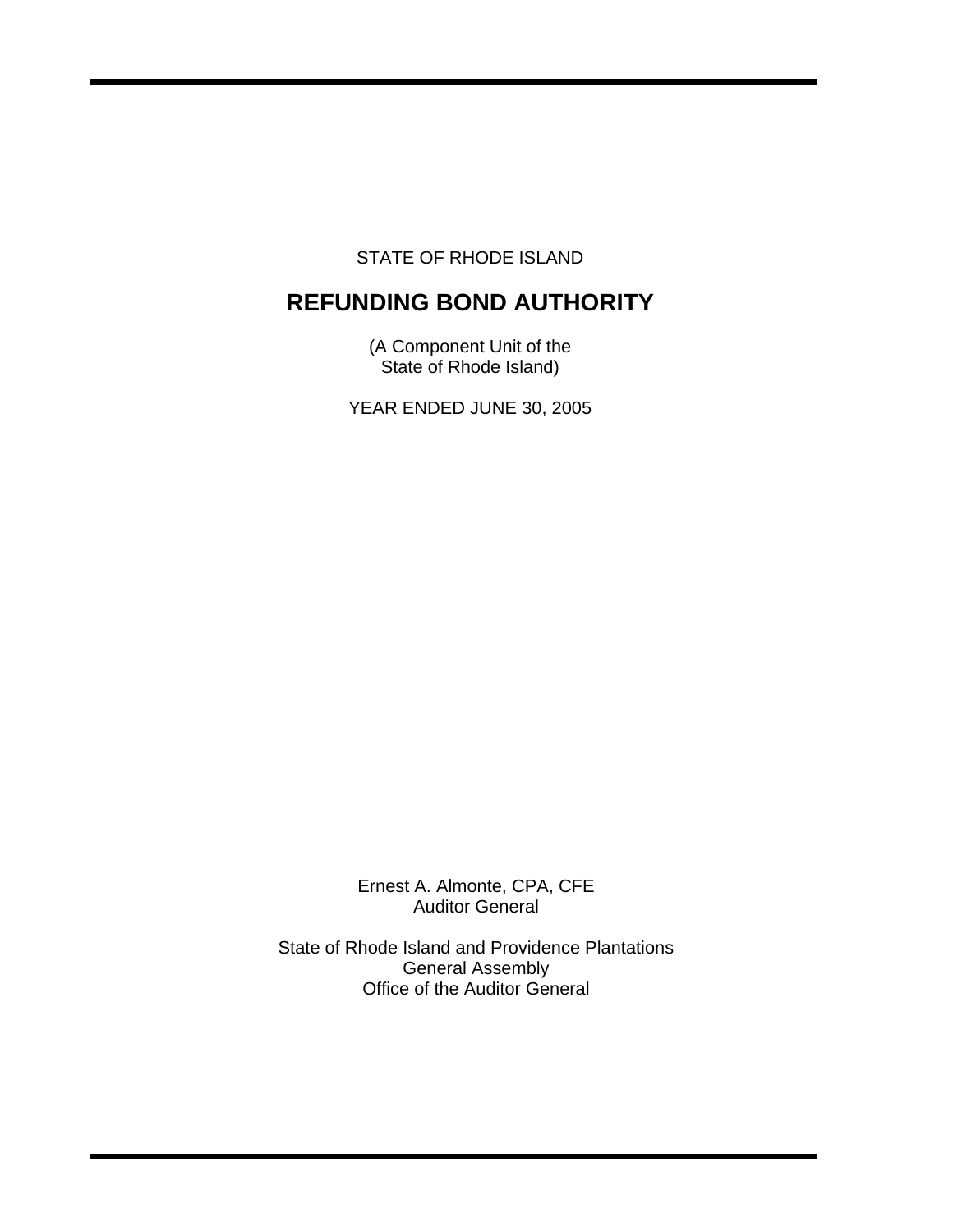STATE OF RHODE ISLAND

# REFUNDING BOND AUTHORITY

(A Component Unit of the
State of Rhode Island)

YEAR ENDED JUNE 30, 2005

Ernest A. Almonte, CPA, CFE
Auditor General

State of Rhode Island and Providence Plantations
General Assembly
Office of the Auditor General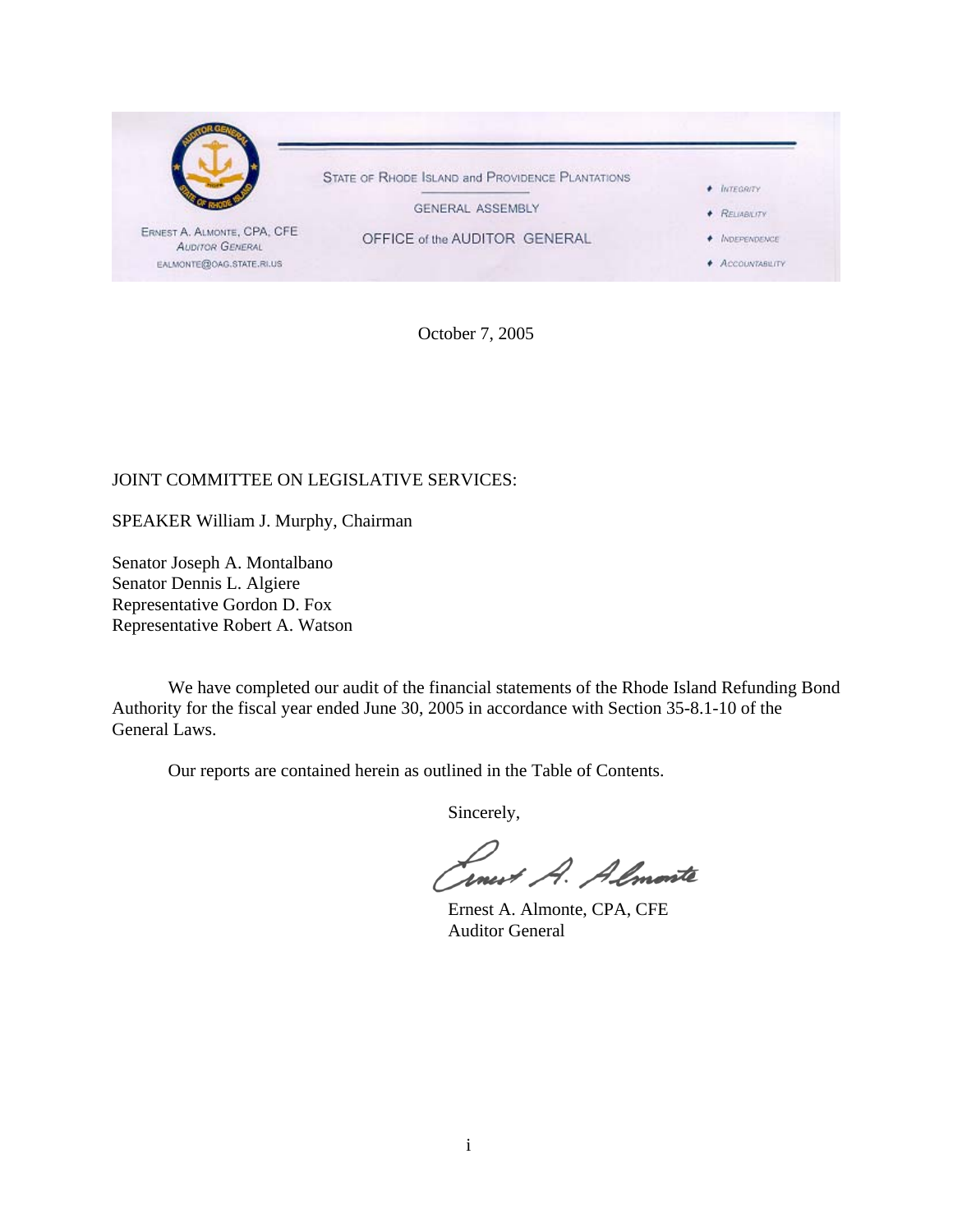STATE OF RHODE ISLAND and PROVIDENCE PLANTATIONS

GENERAL ASSEMBLY

OFFICE of the AUDITOR GENERAL

ERNEST A. ALMONTE, CPA, CFE
AUDITOR GENERAL
EALMONTE@OAG.STATE.RI.US

- INTEGRITY
- RELIABILITY
- INDEPENDENCE
- ACCOUNTABILITY

October 7, 2005

JOINT COMMITTEE ON LEGISLATIVE SERVICES:

SPEAKER William J. Murphy, Chairman

Senator Joseph A. Montalbano
Senator Dennis L. Algiere
Representative Gordon D. Fox
Representative Robert A. Watson

We have completed our audit of the financial statements of the Rhode Island Refunding Bond Authority for the fiscal year ended June 30, 2005 in accordance with Section 35-8.1-10 of the General Laws.

Our reports are contained herein as outlined in the Table of Contents.

Sincerely,

Ernest A. Almonte

Ernest A. Almonte, CPA, CFE
Auditor General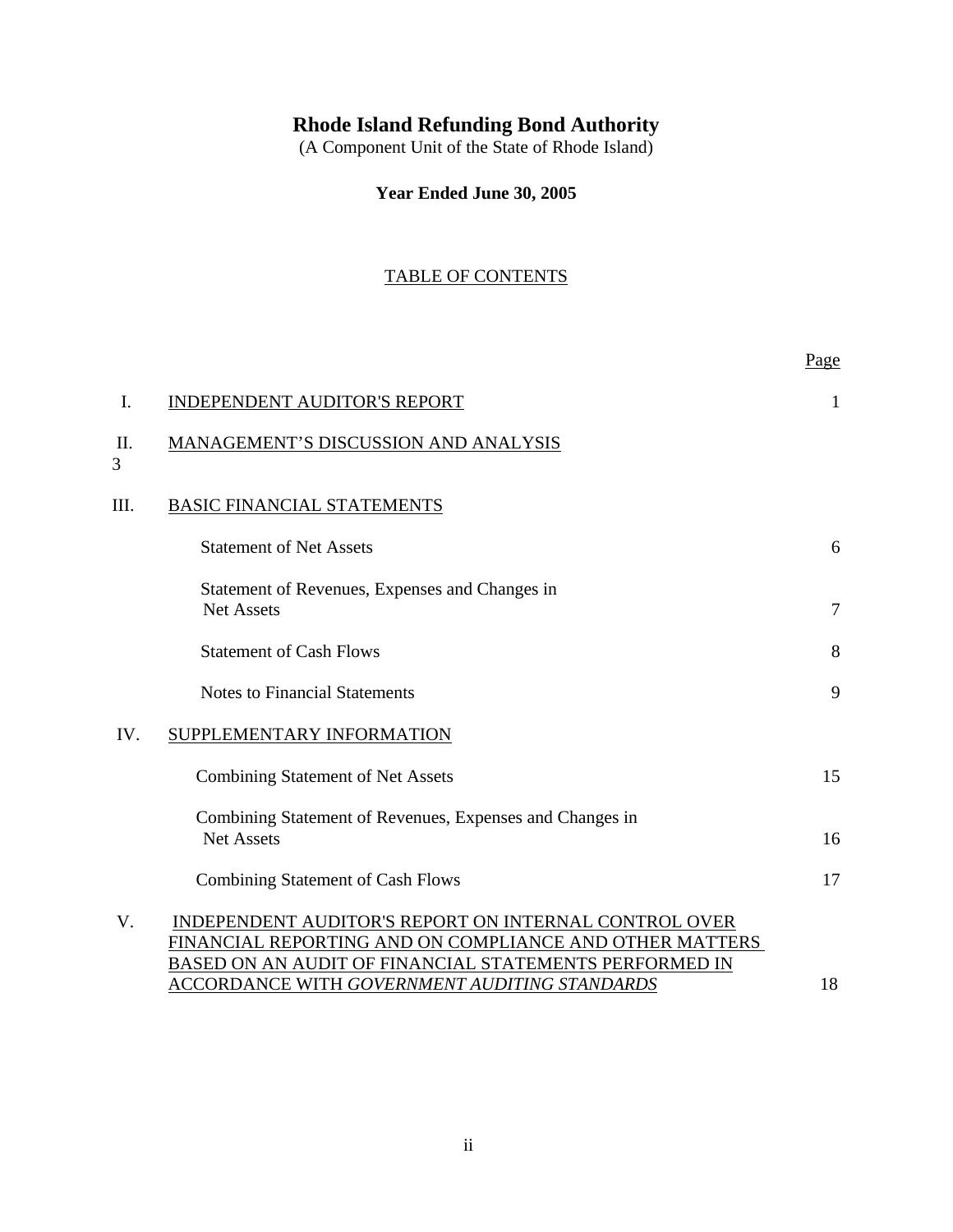# Rhode Island Refunding Bond Authority

(A Component Unit of the State of Rhode Island)

**Year Ended June 30, 2005**

TABLE OF CONTENTS

| | | Page |
|---|---|---|
| I. | INDEPENDENT AUDITOR'S REPORT | 1 |
| II. | MANAGEMENT'S DISCUSSION AND ANALYSIS | 3 |
| III. | BASIC FINANCIAL STATEMENTS | |
| | Statement of Net Assets | 6 |
| | Statement of Revenues, Expenses and Changes in Net Assets | 7 |
| | Statement of Cash Flows | 8 |
| | Notes to Financial Statements | 9 |
| IV. | SUPPLEMENTARY INFORMATION | |
| | Combining Statement of Net Assets | 15 |
| | Combining Statement of Revenues, Expenses and Changes in Net Assets | 16 |
| | Combining Statement of Cash Flows | 17 |
| V. | INDEPENDENT AUDITOR'S REPORT ON INTERNAL CONTROL OVER FINANCIAL REPORTING AND ON COMPLIANCE AND OTHER MATTERS BASED ON AN AUDIT OF FINANCIAL STATEMENTS PERFORMED IN ACCORDANCE WITH *GOVERNMENT AUDITING STANDARDS* | 18 |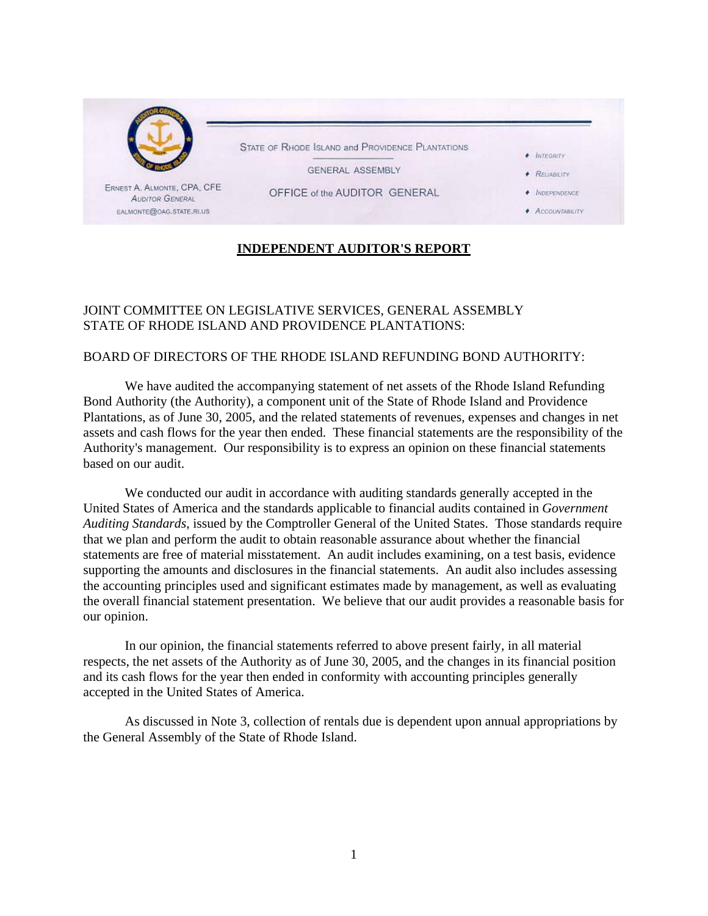ERNEST A. ALMONTE, CPA, CFE
AUDITOR GENERAL
EALMONTE@OAG.STATE.RI.US

STATE OF RHODE ISLAND and PROVIDENCE PLANTATIONS

GENERAL ASSEMBLY

OFFICE of the AUDITOR GENERAL

- INTEGRITY
- RELIABILITY
- INDEPENDENCE
- ACCOUNTABILITY

## INDEPENDENT AUDITOR'S REPORT

JOINT COMMITTEE ON LEGISLATIVE SERVICES, GENERAL ASSEMBLY
STATE OF RHODE ISLAND AND PROVIDENCE PLANTATIONS:

BOARD OF DIRECTORS OF THE RHODE ISLAND REFUNDING BOND AUTHORITY:

We have audited the accompanying statement of net assets of the Rhode Island Refunding Bond Authority (the Authority), a component unit of the State of Rhode Island and Providence Plantations, as of June 30, 2005, and the related statements of revenues, expenses and changes in net assets and cash flows for the year then ended. These financial statements are the responsibility of the Authority's management. Our responsibility is to express an opinion on these financial statements based on our audit.

We conducted our audit in accordance with auditing standards generally accepted in the United States of America and the standards applicable to financial audits contained in *Government Auditing Standards*, issued by the Comptroller General of the United States. Those standards require that we plan and perform the audit to obtain reasonable assurance about whether the financial statements are free of material misstatement. An audit includes examining, on a test basis, evidence supporting the amounts and disclosures in the financial statements. An audit also includes assessing the accounting principles used and significant estimates made by management, as well as evaluating the overall financial statement presentation. We believe that our audit provides a reasonable basis for our opinion.

In our opinion, the financial statements referred to above present fairly, in all material respects, the net assets of the Authority as of June 30, 2005, and the changes in its financial position and its cash flows for the year then ended in conformity with accounting principles generally accepted in the United States of America.

As discussed in Note 3, collection of rentals due is dependent upon annual appropriations by the General Assembly of the State of Rhode Island.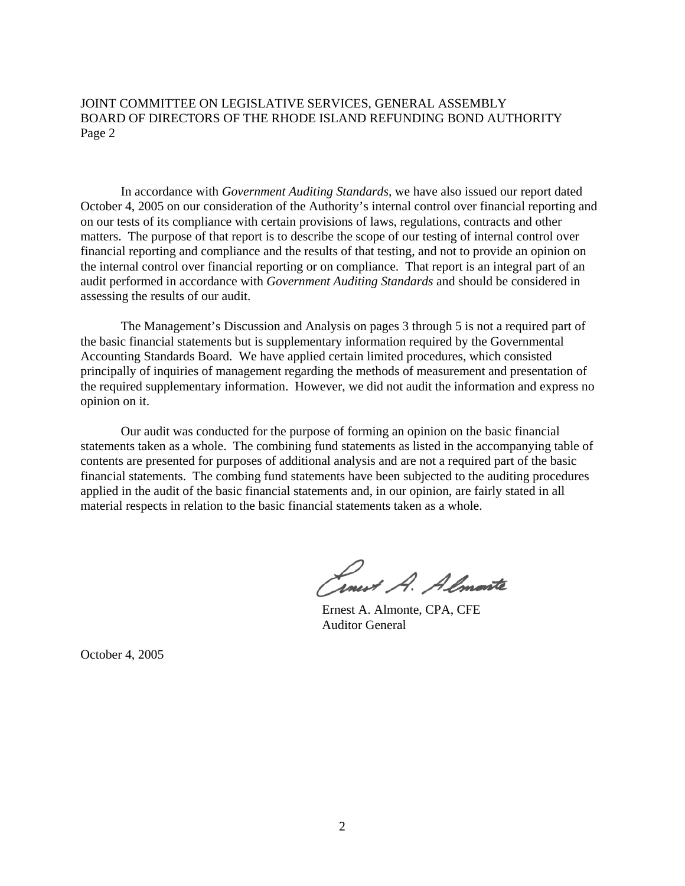In accordance with *Government Auditing Standards*, we have also issued our report dated October 4, 2005 on our consideration of the Authority's internal control over financial reporting and on our tests of its compliance with certain provisions of laws, regulations, contracts and other matters. The purpose of that report is to describe the scope of our testing of internal control over financial reporting and compliance and the results of that testing, and not to provide an opinion on the internal control over financial reporting or on compliance. That report is an integral part of an audit performed in accordance with *Government Auditing Standards* and should be considered in assessing the results of our audit.

The Management's Discussion and Analysis on pages 3 through 5 is not a required part of the basic financial statements but is supplementary information required by the Governmental Accounting Standards Board. We have applied certain limited procedures, which consisted principally of inquiries of management regarding the methods of measurement and presentation of the required supplementary information. However, we did not audit the information and express no opinion on it.

Our audit was conducted for the purpose of forming an opinion on the basic financial statements taken as a whole. The combining fund statements as listed in the accompanying table of contents are presented for purposes of additional analysis and are not a required part of the basic financial statements. The combing fund statements have been subjected to the auditing procedures applied in the audit of the basic financial statements and, in our opinion, are fairly stated in all material respects in relation to the basic financial statements taken as a whole.

Ernest A. Almonte, CPA, CFE
Auditor General

October 4, 2005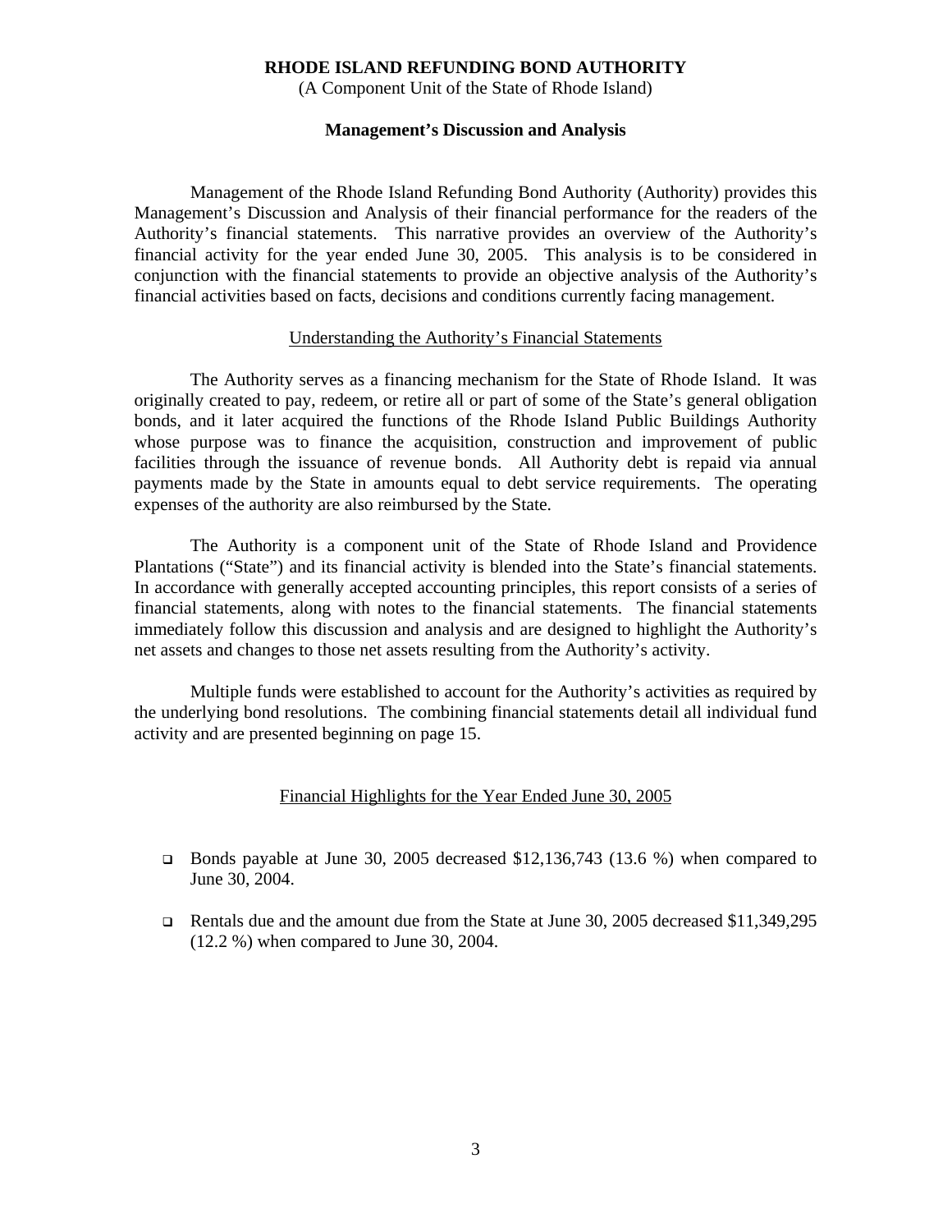# RHODE ISLAND REFUNDING BOND AUTHORITY

(A Component Unit of the State of Rhode Island)

## Management's Discussion and Analysis

Management of the Rhode Island Refunding Bond Authority (Authority) provides this Management's Discussion and Analysis of their financial performance for the readers of the Authority's financial statements. This narrative provides an overview of the Authority's financial activity for the year ended June 30, 2005. This analysis is to be considered in conjunction with the financial statements to provide an objective analysis of the Authority's financial activities based on facts, decisions and conditions currently facing management.

### Understanding the Authority's Financial Statements

The Authority serves as a financing mechanism for the State of Rhode Island. It was originally created to pay, redeem, or retire all or part of some of the State's general obligation bonds, and it later acquired the functions of the Rhode Island Public Buildings Authority whose purpose was to finance the acquisition, construction and improvement of public facilities through the issuance of revenue bonds. All Authority debt is repaid via annual payments made by the State in amounts equal to debt service requirements. The operating expenses of the authority are also reimbursed by the State.

The Authority is a component unit of the State of Rhode Island and Providence Plantations ("State") and its financial activity is blended into the State's financial statements. In accordance with generally accepted accounting principles, this report consists of a series of financial statements, along with notes to the financial statements. The financial statements immediately follow this discussion and analysis and are designed to highlight the Authority's net assets and changes to those net assets resulting from the Authority's activity.

Multiple funds were established to account for the Authority's activities as required by the underlying bond resolutions. The combining financial statements detail all individual fund activity and are presented beginning on page 15.

### Financial Highlights for the Year Ended June 30, 2005

- Bonds payable at June 30, 2005 decreased $12,136,743 (13.6 %) when compared to June 30, 2004.
- Rentals due and the amount due from the State at June 30, 2005 decreased $11,349,295 (12.2 %) when compared to June 30, 2004.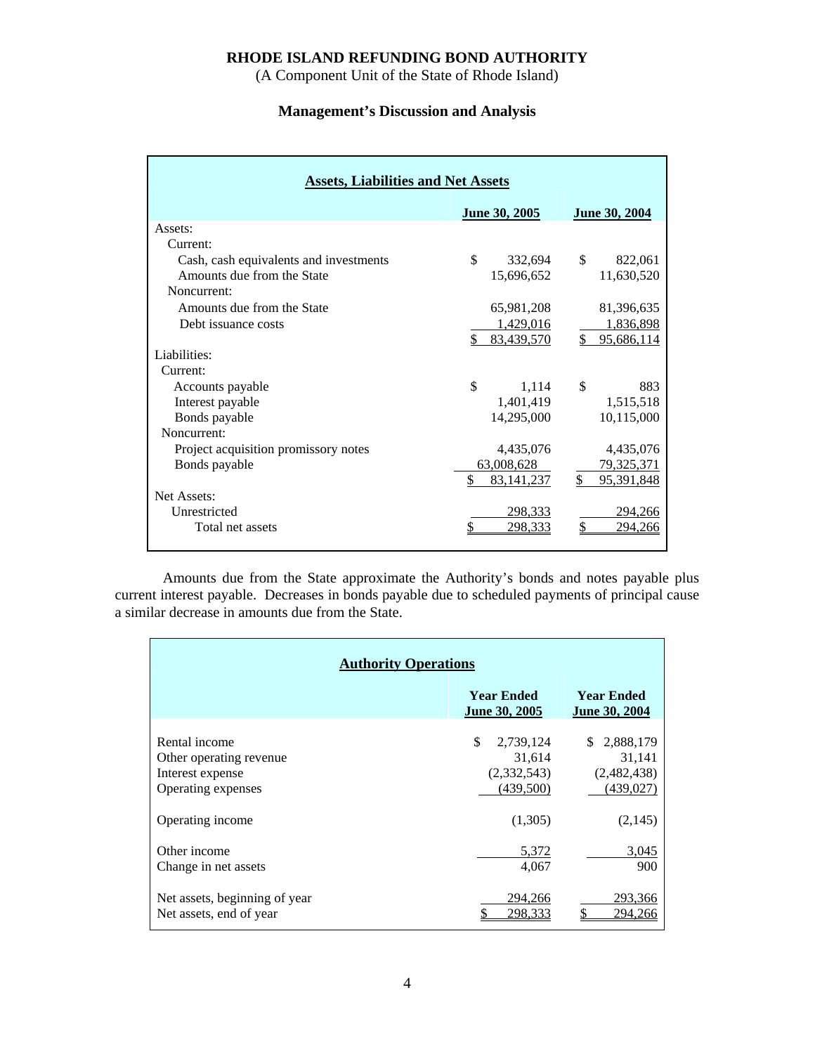# RHODE ISLAND REFUNDING BOND AUTHORITY

(A Component Unit of the State of Rhode Island)

## Management's Discussion and Analysis

**Assets, Liabilities and Net Assets**

| | June 30, 2005 | June 30, 2004 |
|---|---|---|
| Assets: | | |
| Current: | | |
| Cash, cash equivalents and investments | $ 332,694 | $ 822,061 |
| Amounts due from the State | 15,696,652 | 11,630,520 |
| Noncurrent: | | |
| Amounts due from the State | 65,981,208 | 81,396,635 |
| Debt issuance costs | 1,429,016 | 1,836,898 |
| | $ 83,439,570 | $ 95,686,114 |
| Liabilities: | | |
| Current: | | |
| Accounts payable | $ 1,114 | $ 883 |
| Interest payable | 1,401,419 | 1,515,518 |
| Bonds payable | 14,295,000 | 10,115,000 |
| Noncurrent: | | |
| Project acquisition promissory notes | 4,435,076 | 4,435,076 |
| Bonds payable | 63,008,628 | 79,325,371 |
| | $ 83,141,237 | $ 95,391,848 |
| Net Assets: | | |
| Unrestricted | 298,333 | 294,266 |
| Total net assets | $ 298,333 | $ 294,266 |

Amounts due from the State approximate the Authority's bonds and notes payable plus current interest payable. Decreases in bonds payable due to scheduled payments of principal cause a similar decrease in amounts due from the State.

**Authority Operations**

| | Year Ended June 30, 2005 | Year Ended June 30, 2004 |
|---|---|---|
| Rental income | $ 2,739,124 | $ 2,888,179 |
| Other operating revenue | 31,614 | 31,141 |
| Interest expense | (2,332,543) | (2,482,438) |
| Operating expenses | (439,500) | (439,027) |
| Operating income | (1,305) | (2,145) |
| Other income | 5,372 | 3,045 |
| Change in net assets | 4,067 | 900 |
| Net assets, beginning of year | 294,266 | 293,366 |
| Net assets, end of year | $ 298,333 | $ 294,266 |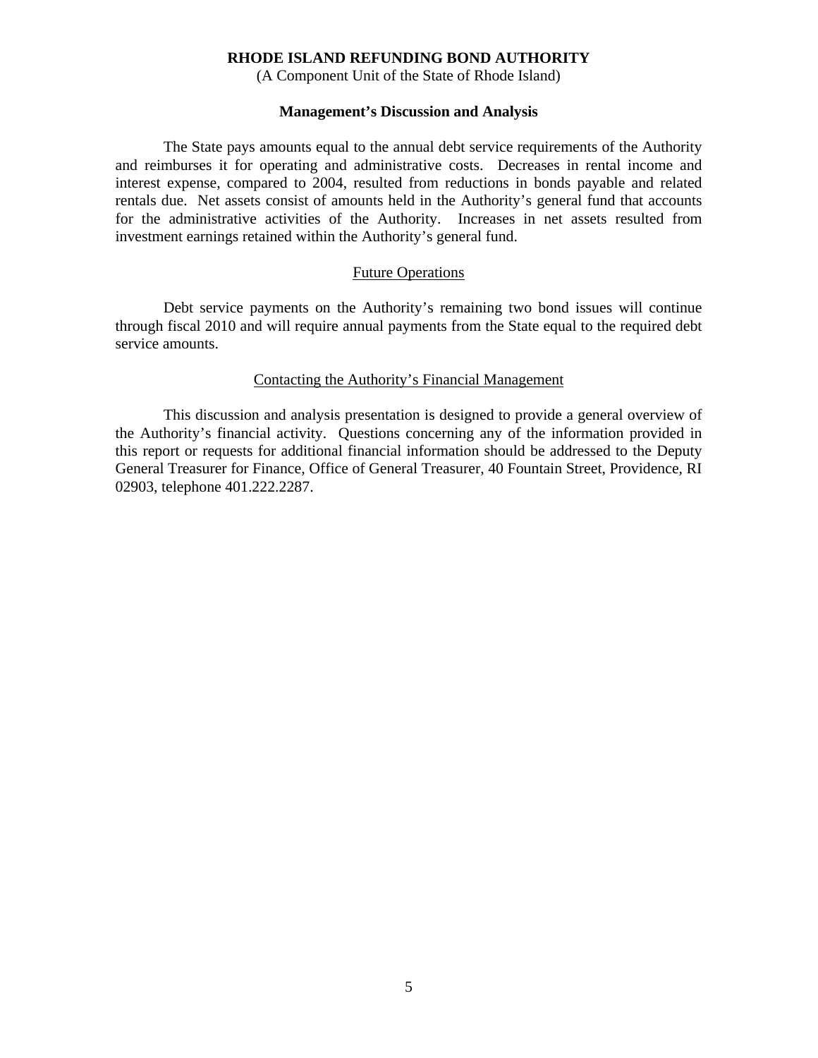The State pays amounts equal to the annual debt service requirements of the Authority and reimburses it for operating and administrative costs. Decreases in rental income and interest expense, compared to 2004, resulted from reductions in bonds payable and related rentals due. Net assets consist of amounts held in the Authority's general fund that accounts for the administrative activities of the Authority. Increases in net assets resulted from investment earnings retained within the Authority's general fund.

## Future Operations

Debt service payments on the Authority's remaining two bond issues will continue through fiscal 2010 and will require annual payments from the State equal to the required debt service amounts.

## Contacting the Authority's Financial Management

This discussion and analysis presentation is designed to provide a general overview of the Authority's financial activity. Questions concerning any of the information provided in this report or requests for additional financial information should be addressed to the Deputy General Treasurer for Finance, Office of General Treasurer, 40 Fountain Street, Providence, RI 02903, telephone 401.222.2287.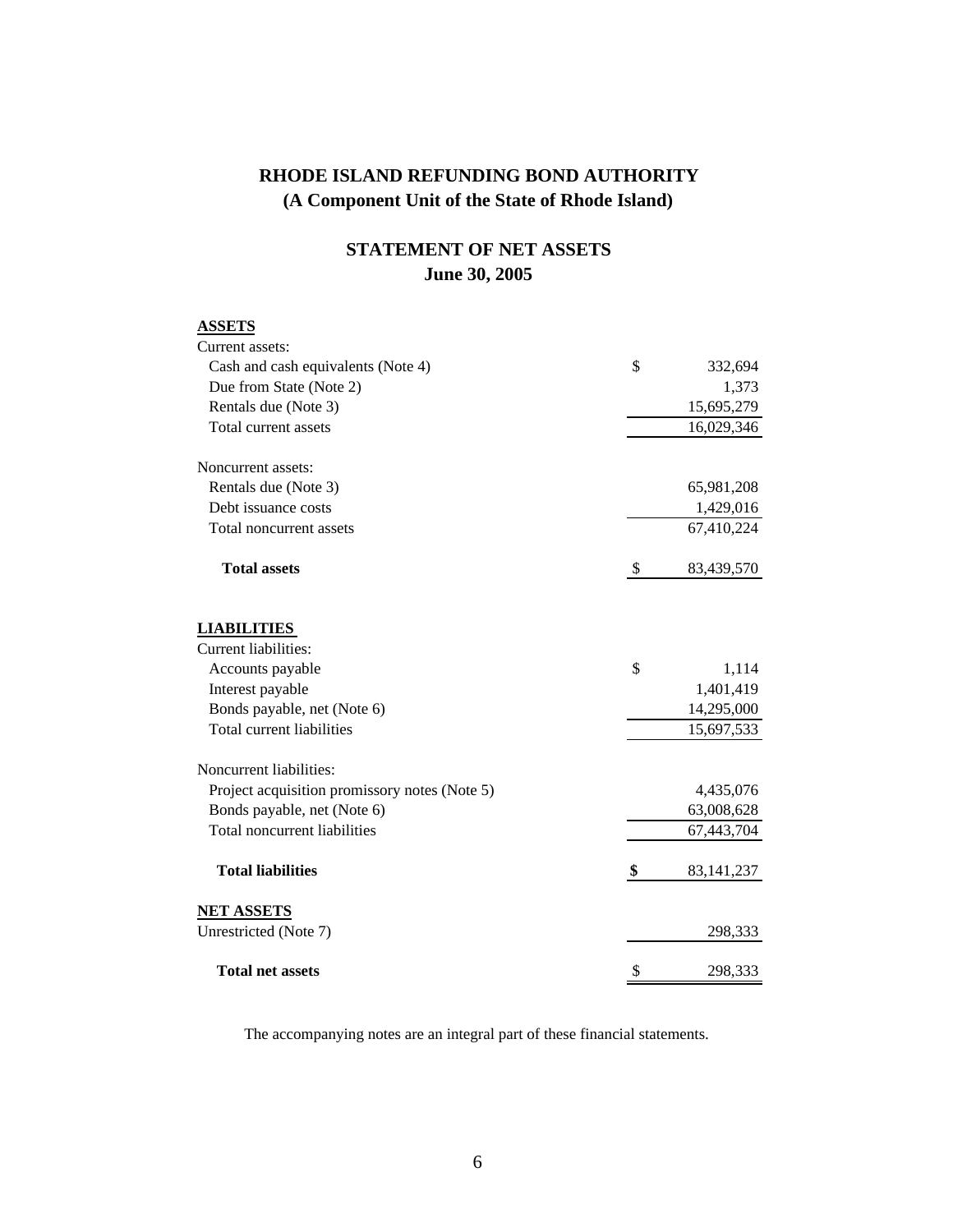# RHODE ISLAND REFUNDING BOND AUTHORITY
## (A Component Unit of the State of Rhode Island)

## STATEMENT OF NET ASSETS
## June 30, 2005

| | | |
|---|---|---|
| **ASSETS** | | |
| Current assets: | | |
| Cash and cash equivalents (Note 4) | $ | 332,694 |
| Due from State (Note 2) | | 1,373 |
| Rentals due (Note 3) | | 15,695,279 |
| Total current assets | | 16,029,346 |
| | | |
| Noncurrent assets: | | |
| Rentals due (Note 3) | | 65,981,208 |
| Debt issuance costs | | 1,429,016 |
| Total noncurrent assets | | 67,410,224 |
| | | |
| **Total assets** | $ | 83,439,570 |
| | | |
| **LIABILITIES** | | |
| Current liabilities: | | |
| Accounts payable | $ | 1,114 |
| Interest payable | | 1,401,419 |
| Bonds payable, net (Note 6) | | 14,295,000 |
| Total current liabilities | | 15,697,533 |
| | | |
| Noncurrent liabilities: | | |
| Project acquisition promissory notes (Note 5) | | 4,435,076 |
| Bonds payable, net (Note 6) | | 63,008,628 |
| Total noncurrent liabilities | | 67,443,704 |
| | | |
| **Total liabilities** | **$** | 83,141,237 |
| | | |
| **NET ASSETS** | | |
| Unrestricted (Note 7) | | 298,333 |
| | | |
| **Total net assets** | $ | 298,333 |

The accompanying notes are an integral part of these financial statements.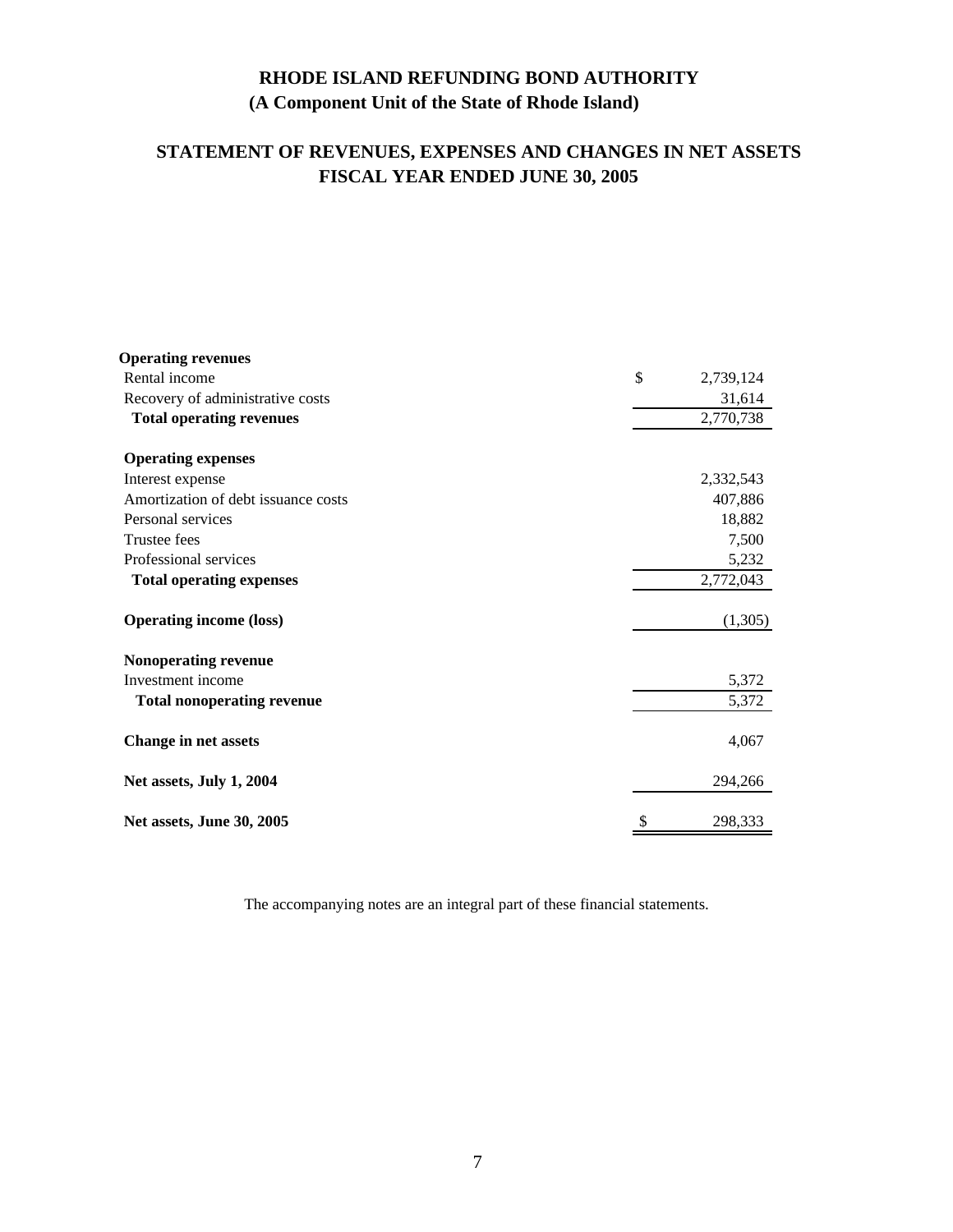# RHODE ISLAND REFUNDING BOND AUTHORITY
## (A Component Unit of the State of Rhode Island)

## STATEMENT OF REVENUES, EXPENSES AND CHANGES IN NET ASSETS
## FISCAL YEAR ENDED JUNE 30, 2005

| | | |
|---|---|---|
| **Operating revenues** | | |
| Rental income | $ | 2,739,124 |
| Recovery of administrative costs | | 31,614 |
| **Total operating revenues** | | 2,770,738 |
| | | |
| **Operating expenses** | | |
| Interest expense | | 2,332,543 |
| Amortization of debt issuance costs | | 407,886 |
| Personal services | | 18,882 |
| Trustee fees | | 7,500 |
| Professional services | | 5,232 |
| **Total operating expenses** | | 2,772,043 |
| | | |
| **Operating income (loss)** | | (1,305) |
| | | |
| **Nonoperating revenue** | | |
| Investment income | | 5,372 |
| **Total nonoperating revenue** | | 5,372 |
| | | |
| **Change in net assets** | | 4,067 |
| | | |
| **Net assets, July 1, 2004** | | 294,266 |
| | | |
| **Net assets, June 30, 2005** | $ | 298,333 |

The accompanying notes are an integral part of these financial statements.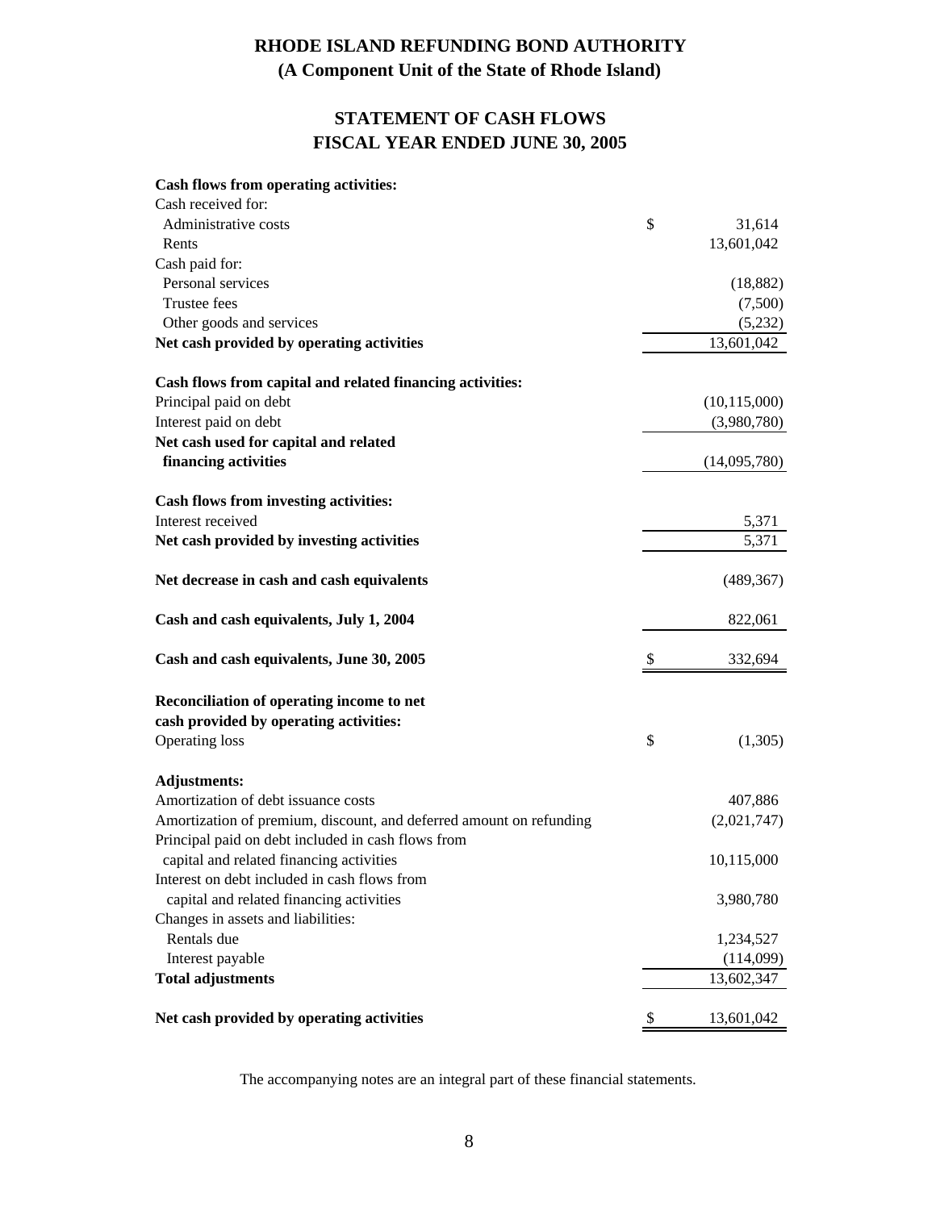# RHODE ISLAND REFUNDING BOND AUTHORITY
## (A Component Unit of the State of Rhode Island)

## STATEMENT OF CASH FLOWS
## FISCAL YEAR ENDED JUNE 30, 2005

| | |
|---|---|
| **Cash flows from operating activities:** | |
| Cash received for: | |
| Administrative costs | $ 31,614 |
| Rents | 13,601,042 |
| Cash paid for: | |
| Personal services | (18,882) |
| Trustee fees | (7,500) |
| Other goods and services | (5,232) |
| **Net cash provided by operating activities** | 13,601,042 |
| | |
| **Cash flows from capital and related financing activities:** | |
| Principal paid on debt | (10,115,000) |
| Interest paid on debt | (3,980,780) |
| **Net cash used for capital and related financing activities** | (14,095,780) |
| | |
| **Cash flows from investing activities:** | |
| Interest received | 5,371 |
| **Net cash provided by investing activities** | 5,371 |
| | |
| **Net decrease in cash and cash equivalents** | (489,367) |
| | |
| **Cash and cash equivalents, July 1, 2004** | 822,061 |
| | |
| **Cash and cash equivalents, June 30, 2005** | $ 332,694 |
| | |
| **Reconciliation of operating income to net cash provided by operating activities:** | |
| Operating loss | $ (1,305) |
| | |
| **Adjustments:** | |
| Amortization of debt issuance costs | 407,886 |
| Amortization of premium, discount, and deferred amount on refunding | (2,021,747) |
| Principal paid on debt included in cash flows from capital and related financing activities | 10,115,000 |
| Interest on debt included in cash flows from capital and related financing activities | 3,980,780 |
| Changes in assets and liabilities: | |
| Rentals due | 1,234,527 |
| Interest payable | (114,099) |
| **Total adjustments** | 13,602,347 |
| | |
| **Net cash provided by operating activities** | $ 13,601,042 |

The accompanying notes are an integral part of these financial statements.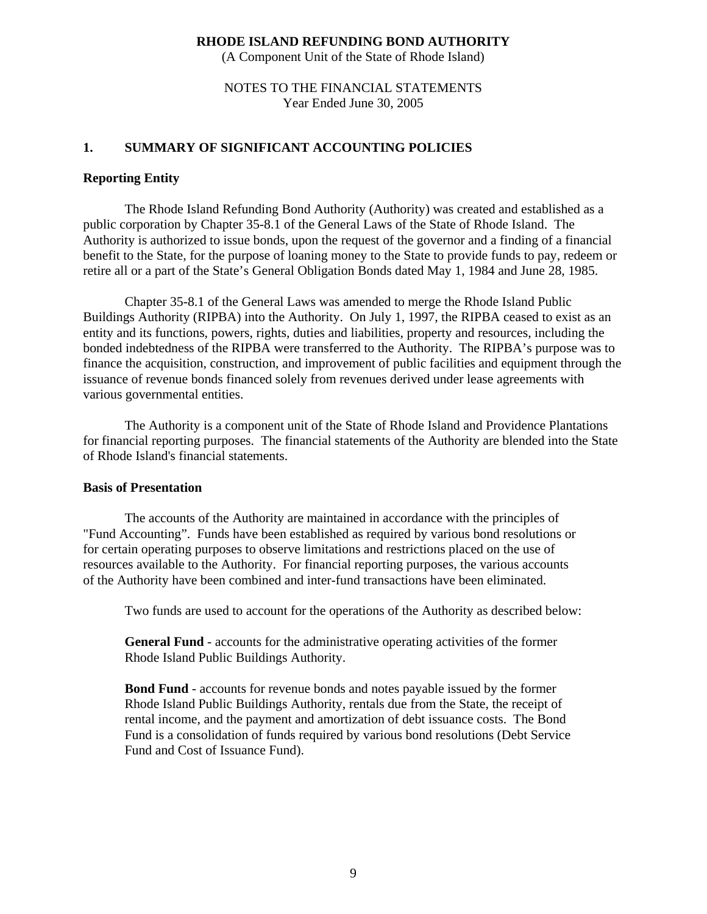**RHODE ISLAND REFUNDING BOND AUTHORITY**
(A Component Unit of the State of Rhode Island)

NOTES TO THE FINANCIAL STATEMENTS
Year Ended June 30, 2005

## 1. SUMMARY OF SIGNIFICANT ACCOUNTING POLICIES

### Reporting Entity

The Rhode Island Refunding Bond Authority (Authority) was created and established as a public corporation by Chapter 35-8.1 of the General Laws of the State of Rhode Island. The Authority is authorized to issue bonds, upon the request of the governor and a finding of a financial benefit to the State, for the purpose of loaning money to the State to provide funds to pay, redeem or retire all or a part of the State's General Obligation Bonds dated May 1, 1984 and June 28, 1985.

Chapter 35-8.1 of the General Laws was amended to merge the Rhode Island Public Buildings Authority (RIPBA) into the Authority. On July 1, 1997, the RIPBA ceased to exist as an entity and its functions, powers, rights, duties and liabilities, property and resources, including the bonded indebtedness of the RIPBA were transferred to the Authority. The RIPBA's purpose was to finance the acquisition, construction, and improvement of public facilities and equipment through the issuance of revenue bonds financed solely from revenues derived under lease agreements with various governmental entities.

The Authority is a component unit of the State of Rhode Island and Providence Plantations for financial reporting purposes. The financial statements of the Authority are blended into the State of Rhode Island's financial statements.

### Basis of Presentation

The accounts of the Authority are maintained in accordance with the principles of "Fund Accounting". Funds have been established as required by various bond resolutions or for certain operating purposes to observe limitations and restrictions placed on the use of resources available to the Authority. For financial reporting purposes, the various accounts of the Authority have been combined and inter-fund transactions have been eliminated.

Two funds are used to account for the operations of the Authority as described below:

**General Fund** - accounts for the administrative operating activities of the former Rhode Island Public Buildings Authority.

**Bond Fund** - accounts for revenue bonds and notes payable issued by the former Rhode Island Public Buildings Authority, rentals due from the State, the receipt of rental income, and the payment and amortization of debt issuance costs. The Bond Fund is a consolidation of funds required by various bond resolutions (Debt Service Fund and Cost of Issuance Fund).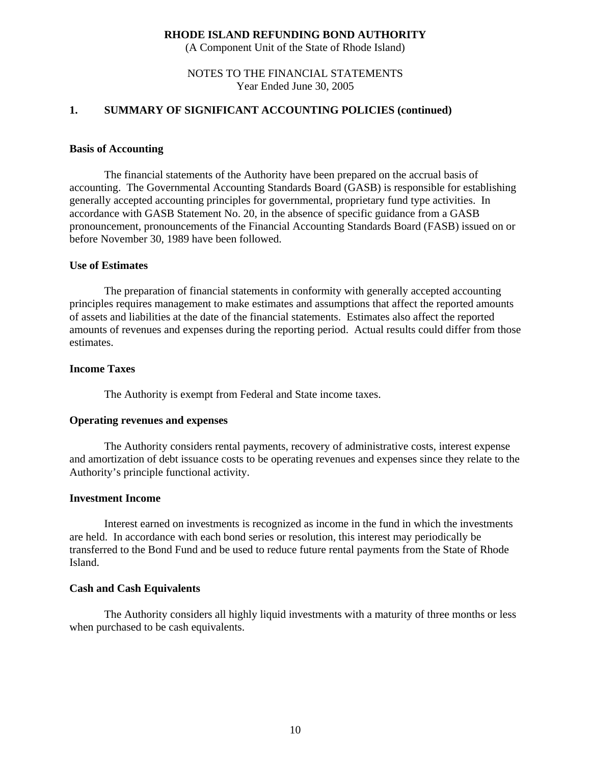**RHODE ISLAND REFUNDING BOND AUTHORITY**
(A Component Unit of the State of Rhode Island)

NOTES TO THE FINANCIAL STATEMENTS
Year Ended June 30, 2005

## 1. SUMMARY OF SIGNIFICANT ACCOUNTING POLICIES (continued)

### Basis of Accounting

The financial statements of the Authority have been prepared on the accrual basis of accounting. The Governmental Accounting Standards Board (GASB) is responsible for establishing generally accepted accounting principles for governmental, proprietary fund type activities. In accordance with GASB Statement No. 20, in the absence of specific guidance from a GASB pronouncement, pronouncements of the Financial Accounting Standards Board (FASB) issued on or before November 30, 1989 have been followed.

### Use of Estimates

The preparation of financial statements in conformity with generally accepted accounting principles requires management to make estimates and assumptions that affect the reported amounts of assets and liabilities at the date of the financial statements. Estimates also affect the reported amounts of revenues and expenses during the reporting period. Actual results could differ from those estimates.

### Income Taxes

The Authority is exempt from Federal and State income taxes.

### Operating revenues and expenses

The Authority considers rental payments, recovery of administrative costs, interest expense and amortization of debt issuance costs to be operating revenues and expenses since they relate to the Authority's principle functional activity.

### Investment Income

Interest earned on investments is recognized as income in the fund in which the investments are held. In accordance with each bond series or resolution, this interest may periodically be transferred to the Bond Fund and be used to reduce future rental payments from the State of Rhode Island.

### Cash and Cash Equivalents

The Authority considers all highly liquid investments with a maturity of three months or less when purchased to be cash equivalents.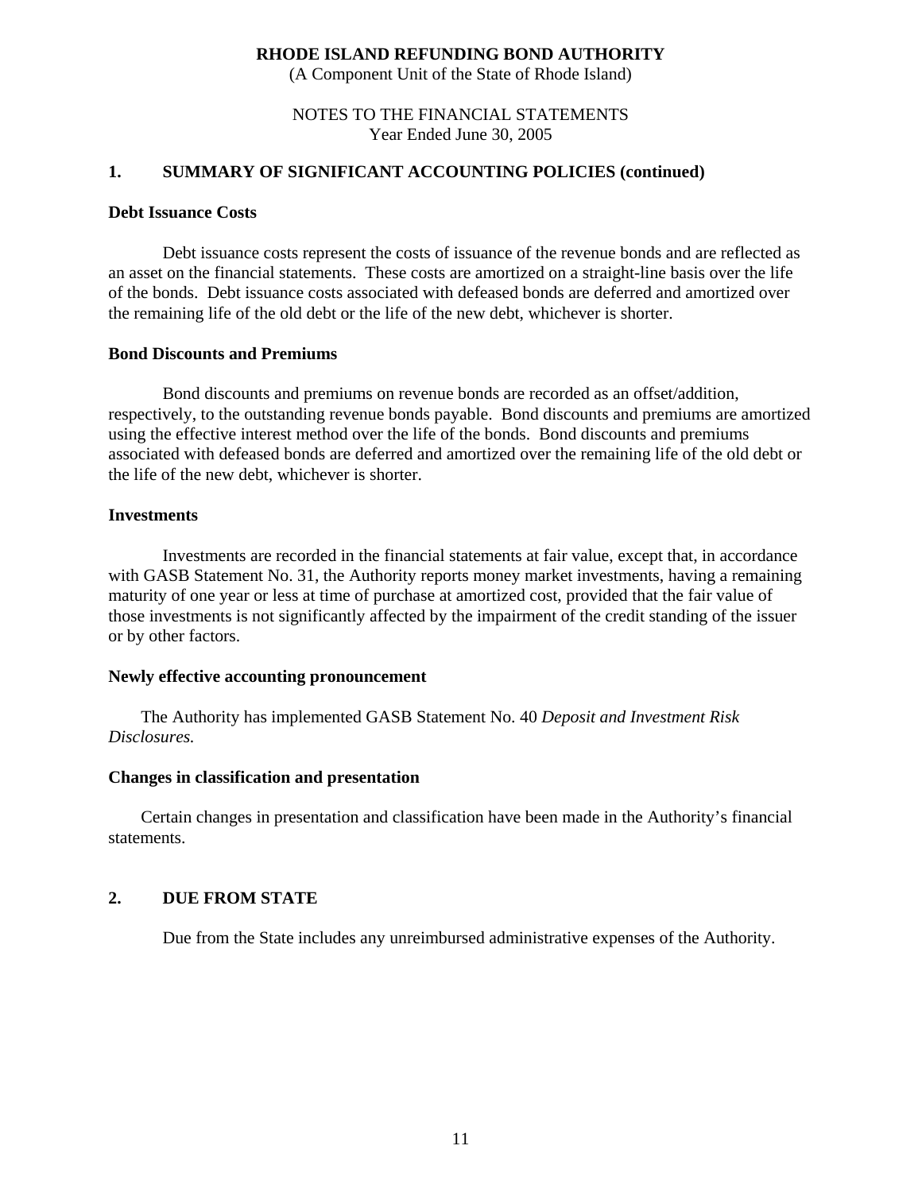**RHODE ISLAND REFUNDING BOND AUTHORITY**
(A Component Unit of the State of Rhode Island)

NOTES TO THE FINANCIAL STATEMENTS
Year Ended June 30, 2005

## 1. SUMMARY OF SIGNIFICANT ACCOUNTING POLICIES (continued)

### Debt Issuance Costs

Debt issuance costs represent the costs of issuance of the revenue bonds and are reflected as an asset on the financial statements. These costs are amortized on a straight-line basis over the life of the bonds. Debt issuance costs associated with defeased bonds are deferred and amortized over the remaining life of the old debt or the life of the new debt, whichever is shorter.

### Bond Discounts and Premiums

Bond discounts and premiums on revenue bonds are recorded as an offset/addition, respectively, to the outstanding revenue bonds payable. Bond discounts and premiums are amortized using the effective interest method over the life of the bonds. Bond discounts and premiums associated with defeased bonds are deferred and amortized over the remaining life of the old debt or the life of the new debt, whichever is shorter.

### Investments

Investments are recorded in the financial statements at fair value, except that, in accordance with GASB Statement No. 31, the Authority reports money market investments, having a remaining maturity of one year or less at time of purchase at amortized cost, provided that the fair value of those investments is not significantly affected by the impairment of the credit standing of the issuer or by other factors.

### Newly effective accounting pronouncement

The Authority has implemented GASB Statement No. 40 *Deposit and Investment Risk Disclosures.*

### Changes in classification and presentation

Certain changes in presentation and classification have been made in the Authority's financial statements.

## 2. DUE FROM STATE

Due from the State includes any unreimbursed administrative expenses of the Authority.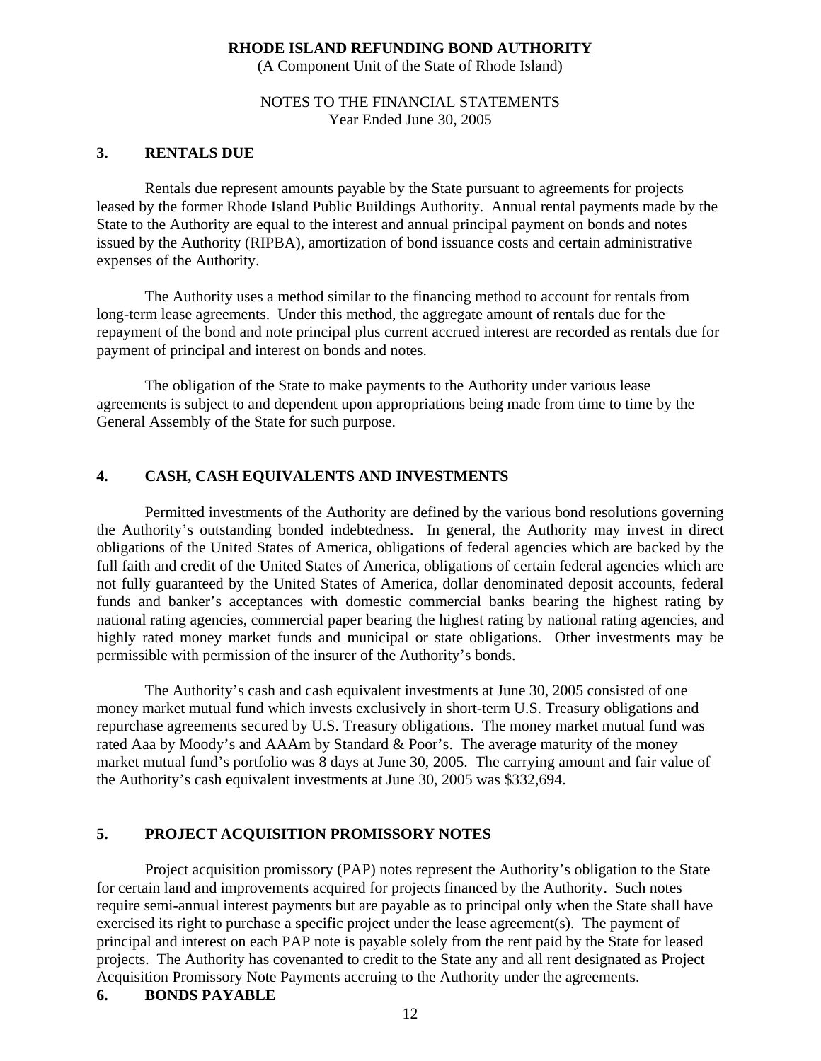**RHODE ISLAND REFUNDING BOND AUTHORITY**
(A Component Unit of the State of Rhode Island)

NOTES TO THE FINANCIAL STATEMENTS
Year Ended June 30, 2005

## 3. RENTALS DUE

Rentals due represent amounts payable by the State pursuant to agreements for projects leased by the former Rhode Island Public Buildings Authority. Annual rental payments made by the State to the Authority are equal to the interest and annual principal payment on bonds and notes issued by the Authority (RIPBA), amortization of bond issuance costs and certain administrative expenses of the Authority.

The Authority uses a method similar to the financing method to account for rentals from long-term lease agreements. Under this method, the aggregate amount of rentals due for the repayment of the bond and note principal plus current accrued interest are recorded as rentals due for payment of principal and interest on bonds and notes.

The obligation of the State to make payments to the Authority under various lease agreements is subject to and dependent upon appropriations being made from time to time by the General Assembly of the State for such purpose.

## 4. CASH, CASH EQUIVALENTS AND INVESTMENTS

Permitted investments of the Authority are defined by the various bond resolutions governing the Authority's outstanding bonded indebtedness. In general, the Authority may invest in direct obligations of the United States of America, obligations of federal agencies which are backed by the full faith and credit of the United States of America, obligations of certain federal agencies which are not fully guaranteed by the United States of America, dollar denominated deposit accounts, federal funds and banker's acceptances with domestic commercial banks bearing the highest rating by national rating agencies, commercial paper bearing the highest rating by national rating agencies, and highly rated money market funds and municipal or state obligations. Other investments may be permissible with permission of the insurer of the Authority's bonds.

The Authority's cash and cash equivalent investments at June 30, 2005 consisted of one money market mutual fund which invests exclusively in short-term U.S. Treasury obligations and repurchase agreements secured by U.S. Treasury obligations. The money market mutual fund was rated Aaa by Moody's and AAAm by Standard & Poor's. The average maturity of the money market mutual fund's portfolio was 8 days at June 30, 2005. The carrying amount and fair value of the Authority's cash equivalent investments at June 30, 2005 was $332,694.

## 5. PROJECT ACQUISITION PROMISSORY NOTES

Project acquisition promissory (PAP) notes represent the Authority's obligation to the State for certain land and improvements acquired for projects financed by the Authority. Such notes require semi-annual interest payments but are payable as to principal only when the State shall have exercised its right to purchase a specific project under the lease agreement(s). The payment of principal and interest on each PAP note is payable solely from the rent paid by the State for leased projects. The Authority has covenanted to credit to the State any and all rent designated as Project Acquisition Promissory Note Payments accruing to the Authority under the agreements.

## 6. BONDS PAYABLE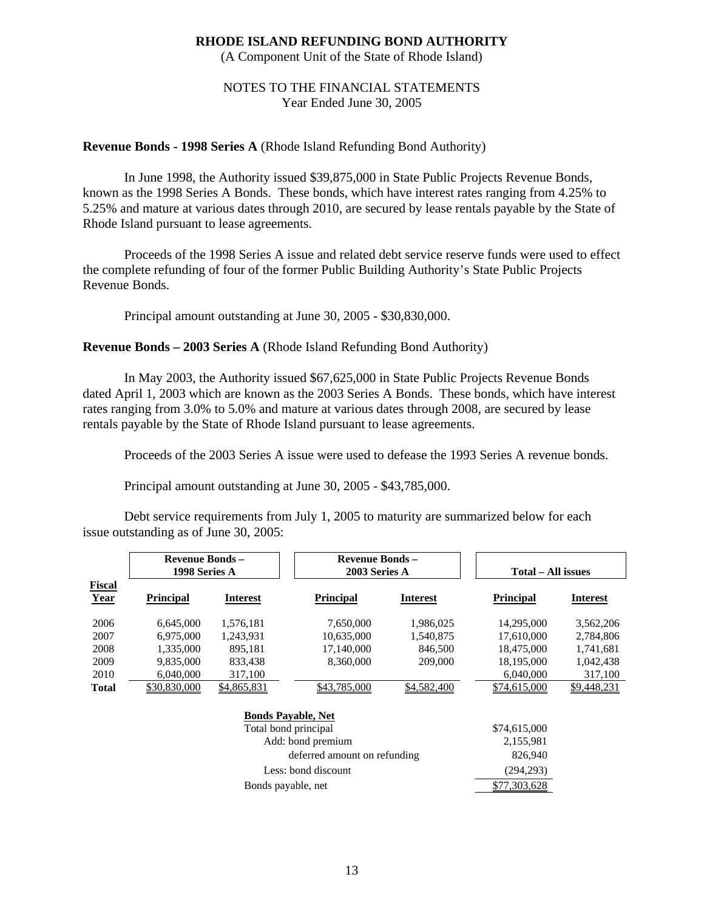**RHODE ISLAND REFUNDING BOND AUTHORITY**
(A Component Unit of the State of Rhode Island)

NOTES TO THE FINANCIAL STATEMENTS
Year Ended June 30, 2005

**Revenue Bonds - 1998 Series A** (Rhode Island Refunding Bond Authority)

In June 1998, the Authority issued $39,875,000 in State Public Projects Revenue Bonds, known as the 1998 Series A Bonds. These bonds, which have interest rates ranging from 4.25% to 5.25% and mature at various dates through 2010, are secured by lease rentals payable by the State of Rhode Island pursuant to lease agreements.

Proceeds of the 1998 Series A issue and related debt service reserve funds were used to effect the complete refunding of four of the former Public Building Authority's State Public Projects Revenue Bonds.

Principal amount outstanding at June 30, 2005 - $30,830,000.

**Revenue Bonds – 2003 Series A** (Rhode Island Refunding Bond Authority)

In May 2003, the Authority issued $67,625,000 in State Public Projects Revenue Bonds dated April 1, 2003 which are known as the 2003 Series A Bonds. These bonds, which have interest rates ranging from 3.0% to 5.0% and mature at various dates through 2008, are secured by lease rentals payable by the State of Rhode Island pursuant to lease agreements.

Proceeds of the 2003 Series A issue were used to defease the 1993 Series A revenue bonds.

Principal amount outstanding at June 30, 2005 - $43,785,000.

Debt service requirements from July 1, 2005 to maturity are summarized below for each issue outstanding as of June 30, 2005:

| | Revenue Bonds – 1998 Series A | | Revenue Bonds – 2003 Series A | | Total – All issues | |
|---|---|---|---|---|---|---|
| **Fiscal Year** | **Principal** | **Interest** | **Principal** | **Interest** | **Principal** | **Interest** |
| 2006 | 6,645,000 | 1,576,181 | 7,650,000 | 1,986,025 | 14,295,000 | 3,562,206 |
| 2007 | 6,975,000 | 1,243,931 | 10,635,000 | 1,540,875 | 17,610,000 | 2,784,806 |
| 2008 | 1,335,000 | 895,181 | 17,140,000 | 846,500 | 18,475,000 | 1,741,681 |
| 2009 | 9,835,000 | 833,438 | 8,360,000 | 209,000 | 18,195,000 | 1,042,438 |
| 2010 | 6,040,000 | 317,100 | | | 6,040,000 | 317,100 |
| **Total** | $30,830,000 | $4,865,831 | $43,785,000 | $4,582,400 | $74,615,000 | $9,448,231 |

**Bonds Payable, Net**

| | |
|---|---|
| Total bond principal | $74,615,000 |
| Add: bond premium | 2,155,981 |
| deferred amount on refunding | 826,940 |
| Less: bond discount | (294,293) |
| Bonds payable, net | $77,303,628 |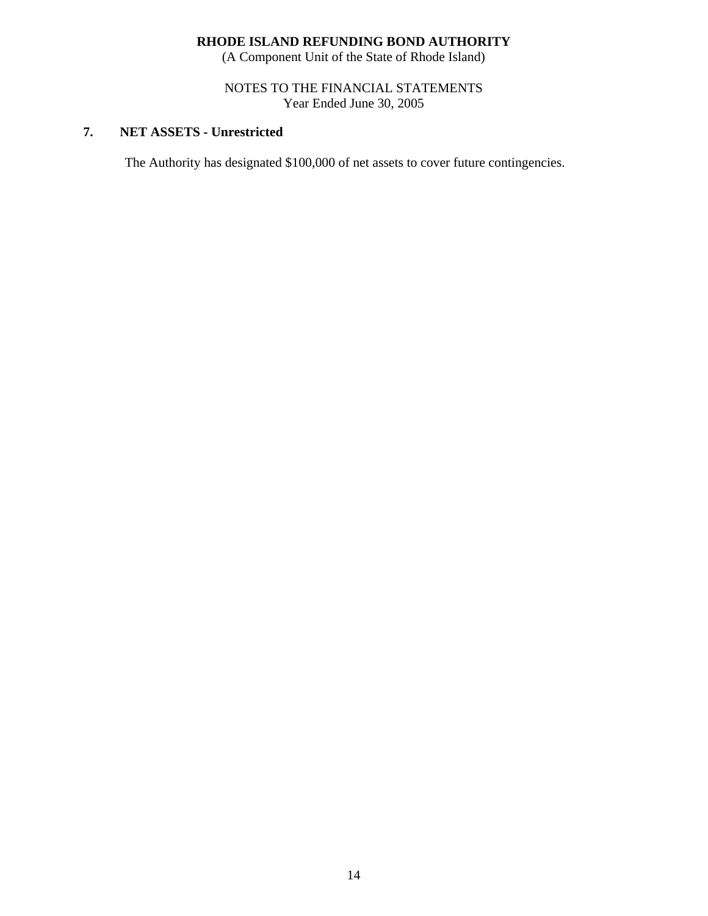**RHODE ISLAND REFUNDING BOND AUTHORITY**
(A Component Unit of the State of Rhode Island)

NOTES TO THE FINANCIAL STATEMENTS
Year Ended June 30, 2005

## 7. NET ASSETS - Unrestricted

The Authority has designated $100,000 of net assets to cover future contingencies.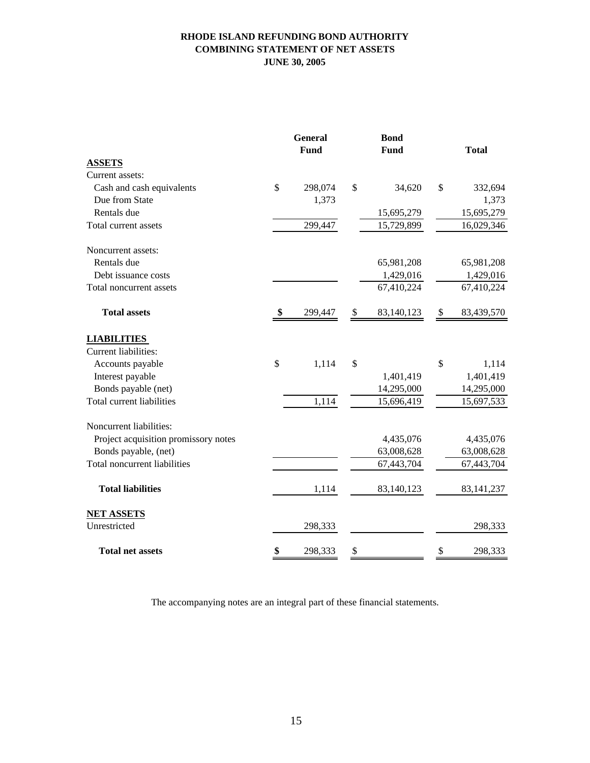# RHODE ISLAND REFUNDING BOND AUTHORITY
## COMBINING STATEMENT OF NET ASSETS
### JUNE 30, 2005

| | General Fund | Bond Fund | Total |
|---|---|---|---|
| **ASSETS** | | | |
| Current assets: | | | |
| Cash and cash equivalents | $ 298,074 | $ 34,620 | $ 332,694 |
| Due from State | 1,373 | | 1,373 |
| Rentals due | | 15,695,279 | 15,695,279 |
| Total current assets | 299,447 | 15,729,899 | 16,029,346 |
| Noncurrent assets: | | | |
| Rentals due | | 65,981,208 | 65,981,208 |
| Debt issuance costs | | 1,429,016 | 1,429,016 |
| Total noncurrent assets | | 67,410,224 | 67,410,224 |
| **Total assets** | **$ 299,447** | $ 83,140,123 | $ 83,439,570 |
| **LIABILITIES** | | | |
| Current liabilities: | | | |
| Accounts payable | $ 1,114 | $ | $ 1,114 |
| Interest payable | | 1,401,419 | 1,401,419 |
| Bonds payable (net) | | 14,295,000 | 14,295,000 |
| Total current liabilities | 1,114 | 15,696,419 | 15,697,533 |
| Noncurrent liabilities: | | | |
| Project acquisition promissory notes | | 4,435,076 | 4,435,076 |
| Bonds payable, (net) | | 63,008,628 | 63,008,628 |
| Total noncurrent liabilities | | 67,443,704 | 67,443,704 |
| **Total liabilities** | 1,114 | 83,140,123 | 83,141,237 |
| **NET ASSETS** | | | |
| Unrestricted | 298,333 | | 298,333 |
| **Total net assets** | **$ 298,333** | $ | $ 298,333 |

The accompanying notes are an integral part of these financial statements.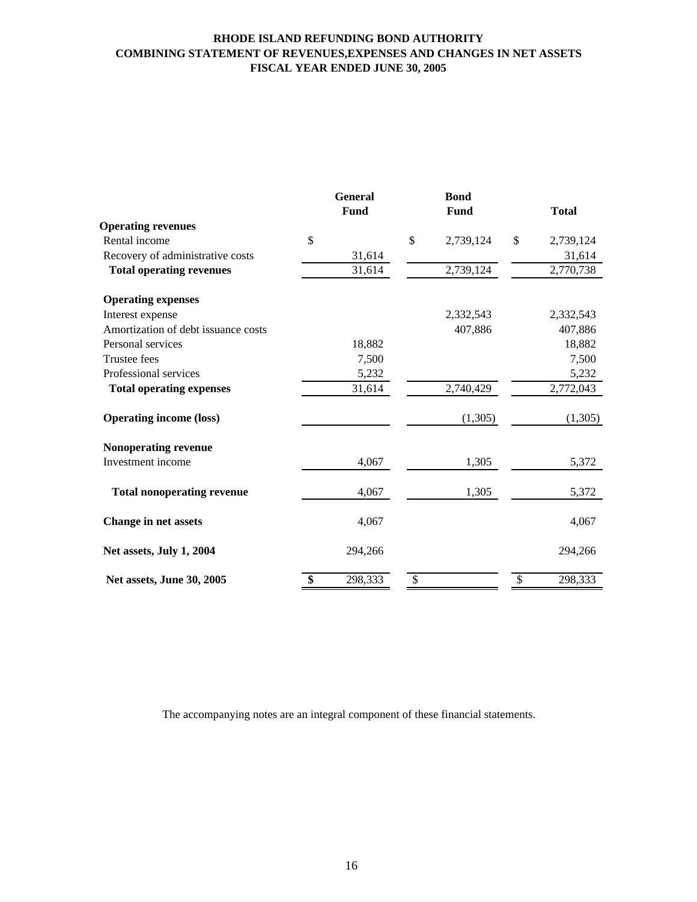**RHODE ISLAND REFUNDING BOND AUTHORITY**
**COMBINING STATEMENT OF REVENUES,EXPENSES AND CHANGES IN NET ASSETS**
**FISCAL YEAR ENDED JUNE 30, 2005**

| | General Fund | Bond Fund | Total |
|---|---|---|---|
| **Operating revenues** | | | |
| Rental income | $ | $ 2,739,124 | $ 2,739,124 |
| Recovery of administrative costs | 31,614 | | 31,614 |
| **Total operating revenues** | 31,614 | 2,739,124 | 2,770,738 |
| **Operating expenses** | | | |
| Interest expense | | 2,332,543 | 2,332,543 |
| Amortization of debt issuance costs | | 407,886 | 407,886 |
| Personal services | 18,882 | | 18,882 |
| Trustee fees | 7,500 | | 7,500 |
| Professional services | 5,232 | | 5,232 |
| **Total operating expenses** | 31,614 | 2,740,429 | 2,772,043 |
| **Operating income (loss)** | | (1,305) | (1,305) |
| **Nonoperating revenue** | | | |
| Investment income | 4,067 | 1,305 | 5,372 |
| **Total nonoperating revenue** | 4,067 | 1,305 | 5,372 |
| **Change in net assets** | 4,067 | | 4,067 |
| **Net assets, July 1, 2004** | 294,266 | | 294,266 |
| **Net assets, June 30, 2005** | **$ 298,333** | $ | $ 298,333 |

The accompanying notes are an integral component of these financial statements.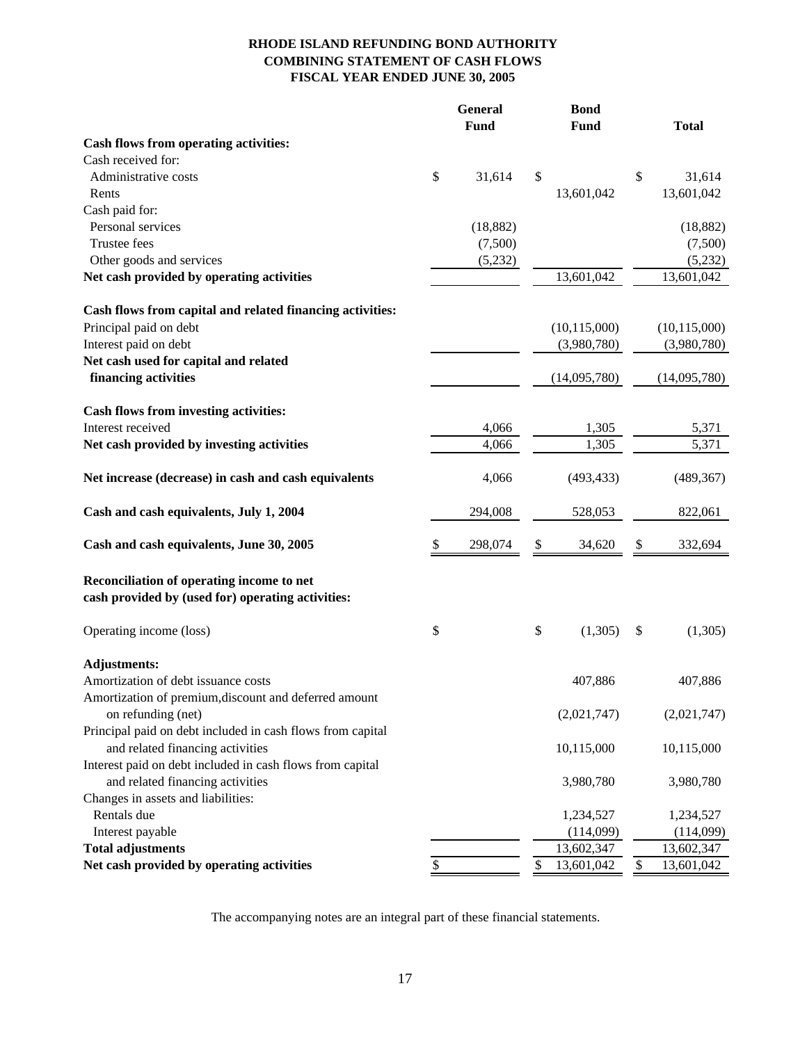# RHODE ISLAND REFUNDING BOND AUTHORITY
## COMBINING STATEMENT OF CASH FLOWS
### FISCAL YEAR ENDED JUNE 30, 2005

| | General Fund | Bond Fund | Total |
|---|---|---|---|
| **Cash flows from operating activities:** | | | |
| Cash received for: | | | |
| Administrative costs | $ 31,614 | $ | $ 31,614 |
| Rents | | 13,601,042 | 13,601,042 |
| Cash paid for: | | | |
| Personal services | (18,882) | | (18,882) |
| Trustee fees | (7,500) | | (7,500) |
| Other goods and services | (5,232) | | (5,232) |
| **Net cash provided by operating activities** | | 13,601,042 | 13,601,042 |
| | | | |
| **Cash flows from capital and related financing activities:** | | | |
| Principal paid on debt | | (10,115,000) | (10,115,000) |
| Interest paid on debt | | (3,980,780) | (3,980,780) |
| **Net cash used for capital and related financing activities** | | (14,095,780) | (14,095,780) |
| | | | |
| **Cash flows from investing activities:** | | | |
| Interest received | 4,066 | 1,305 | 5,371 |
| **Net cash provided by investing activities** | 4,066 | 1,305 | 5,371 |
| | | | |
| **Net increase (decrease) in cash and cash equivalents** | 4,066 | (493,433) | (489,367) |
| | | | |
| **Cash and cash equivalents, July 1, 2004** | 294,008 | 528,053 | 822,061 |
| | | | |
| **Cash and cash equivalents, June 30, 2005** | $ 298,074 | $ 34,620 | $ 332,694 |
| | | | |
| **Reconciliation of operating income to net cash provided by (used for) operating activities:** | | | |
| Operating income (loss) | $ | $ (1,305) | $ (1,305) |
| | | | |
| **Adjustments:** | | | |
| Amortization of debt issuance costs | | 407,886 | 407,886 |
| Amortization of premium,discount and deferred amount on refunding (net) | | (2,021,747) | (2,021,747) |
| Principal paid on debt included in cash flows from capital and related financing activities | | 10,115,000 | 10,115,000 |
| Interest paid on debt included in cash flows from capital and related financing activities | | 3,980,780 | 3,980,780 |
| Changes in assets and liabilities: | | | |
| Rentals due | | 1,234,527 | 1,234,527 |
| Interest payable | | (114,099) | (114,099) |
| **Total adjustments** | | 13,602,347 | 13,602,347 |
| **Net cash provided by operating activities** | $ | $ 13,601,042 | $ 13,601,042 |

The accompanying notes are an integral part of these financial statements.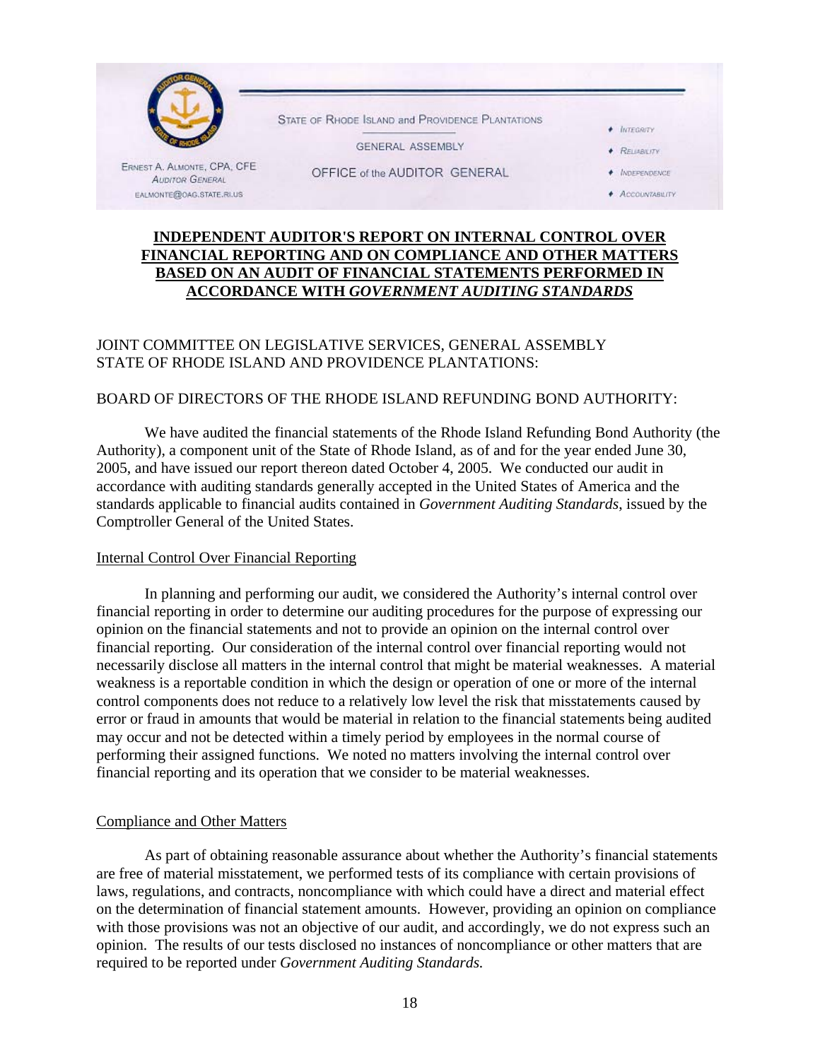STATE OF RHODE ISLAND and PROVIDENCE PLANTATIONS

GENERAL ASSEMBLY

OFFICE of the AUDITOR GENERAL

ERNEST A. ALMONTE, CPA, CFE
*AUDITOR GENERAL*
EALMONTE@OAG.STATE.RI.US

- INTEGRITY
- RELIABILITY
- INDEPENDENCE
- ACCOUNTABILITY

## INDEPENDENT AUDITOR'S REPORT ON INTERNAL CONTROL OVER FINANCIAL REPORTING AND ON COMPLIANCE AND OTHER MATTERS BASED ON AN AUDIT OF FINANCIAL STATEMENTS PERFORMED IN ACCORDANCE WITH *GOVERNMENT AUDITING STANDARDS*

JOINT COMMITTEE ON LEGISLATIVE SERVICES, GENERAL ASSEMBLY
STATE OF RHODE ISLAND AND PROVIDENCE PLANTATIONS:

BOARD OF DIRECTORS OF THE RHODE ISLAND REFUNDING BOND AUTHORITY:

We have audited the financial statements of the Rhode Island Refunding Bond Authority (the Authority), a component unit of the State of Rhode Island, as of and for the year ended June 30, 2005, and have issued our report thereon dated October 4, 2005. We conducted our audit in accordance with auditing standards generally accepted in the United States of America and the standards applicable to financial audits contained in *Government Auditing Standards*, issued by the Comptroller General of the United States.

### Internal Control Over Financial Reporting

In planning and performing our audit, we considered the Authority's internal control over financial reporting in order to determine our auditing procedures for the purpose of expressing our opinion on the financial statements and not to provide an opinion on the internal control over financial reporting. Our consideration of the internal control over financial reporting would not necessarily disclose all matters in the internal control that might be material weaknesses. A material weakness is a reportable condition in which the design or operation of one or more of the internal control components does not reduce to a relatively low level the risk that misstatements caused by error or fraud in amounts that would be material in relation to the financial statements being audited may occur and not be detected within a timely period by employees in the normal course of performing their assigned functions. We noted no matters involving the internal control over financial reporting and its operation that we consider to be material weaknesses.

### Compliance and Other Matters

As part of obtaining reasonable assurance about whether the Authority's financial statements are free of material misstatement, we performed tests of its compliance with certain provisions of laws, regulations, and contracts, noncompliance with which could have a direct and material effect on the determination of financial statement amounts. However, providing an opinion on compliance with those provisions was not an objective of our audit, and accordingly, we do not express such an opinion. The results of our tests disclosed no instances of noncompliance or other matters that are required to be reported under *Government Auditing Standards.*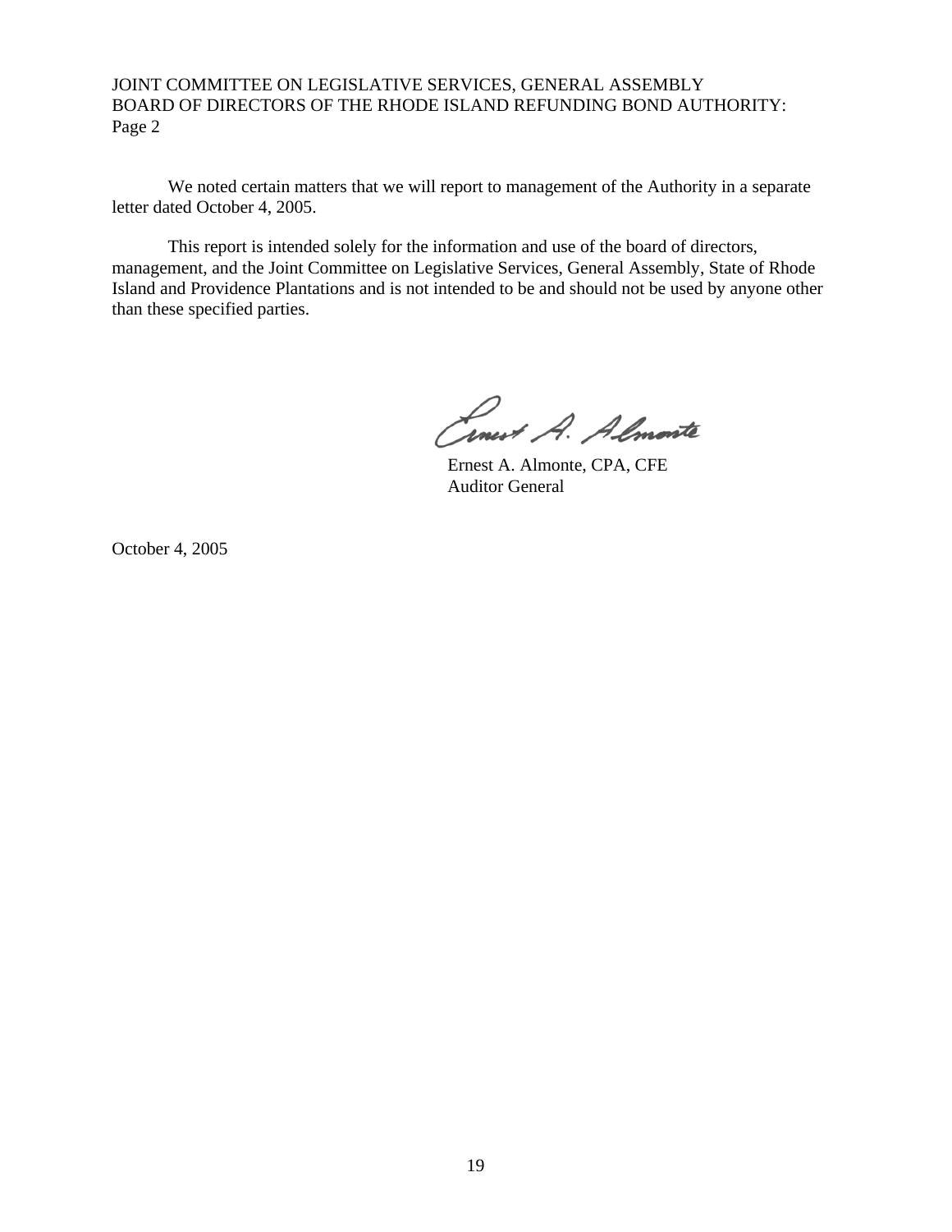JOINT COMMITTEE ON LEGISLATIVE SERVICES, GENERAL ASSEMBLY
BOARD OF DIRECTORS OF THE RHODE ISLAND REFUNDING BOND AUTHORITY:
Page 2

We noted certain matters that we will report to management of the Authority in a separate letter dated October 4, 2005.

This report is intended solely for the information and use of the board of directors, management, and the Joint Committee on Legislative Services, General Assembly, State of Rhode Island and Providence Plantations and is not intended to be and should not be used by anyone other than these specified parties.

Ernest A. Almonte, CPA, CFE
Auditor General

October 4, 2005